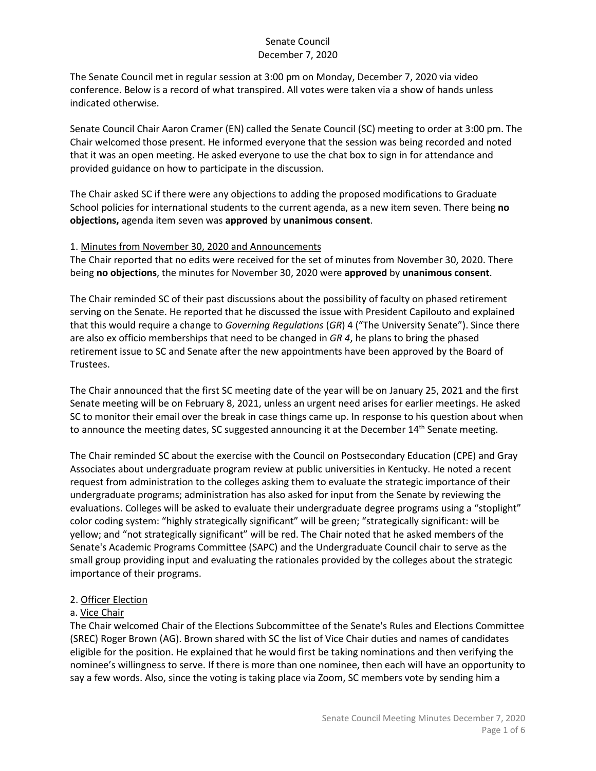# Senate Council
## December 7, 2020

The Senate Council met in regular session at 3:00 pm on Monday, December 7, 2020 via video conference. Below is a record of what transpired. All votes were taken via a show of hands unless indicated otherwise.

Senate Council Chair Aaron Cramer (EN) called the Senate Council (SC) meeting to order at 3:00 pm. The Chair welcomed those present. He informed everyone that the session was being recorded and noted that it was an open meeting. He asked everyone to use the chat box to sign in for attendance and provided guidance on how to participate in the discussion.

The Chair asked SC if there were any objections to adding the proposed modifications to Graduate School policies for international students to the current agenda, as a new item seven. There being **no objections,** agenda item seven was **approved** by **unanimous consent**.

1. Minutes from November 30, 2020 and Announcements

The Chair reported that no edits were received for the set of minutes from November 30, 2020. There being **no objections**, the minutes for November 30, 2020 were **approved** by **unanimous consent**.

The Chair reminded SC of their past discussions about the possibility of faculty on phased retirement serving on the Senate. He reported that he discussed the issue with President Capilouto and explained that this would require a change to *Governing Regulations* (*GR*) 4 ("The University Senate"). Since there are also ex officio memberships that need to be changed in *GR 4*, he plans to bring the phased retirement issue to SC and Senate after the new appointments have been approved by the Board of Trustees.

The Chair announced that the first SC meeting date of the year will be on January 25, 2021 and the first Senate meeting will be on February 8, 2021, unless an urgent need arises for earlier meetings. He asked SC to monitor their email over the break in case things came up. In response to his question about when to announce the meeting dates, SC suggested announcing it at the December 14th Senate meeting.

The Chair reminded SC about the exercise with the Council on Postsecondary Education (CPE) and Gray Associates about undergraduate program review at public universities in Kentucky. He noted a recent request from administration to the colleges asking them to evaluate the strategic importance of their undergraduate programs; administration has also asked for input from the Senate by reviewing the evaluations. Colleges will be asked to evaluate their undergraduate degree programs using a "stoplight" color coding system: "highly strategically significant" will be green; "strategically significant: will be yellow; and "not strategically significant" will be red. The Chair noted that he asked members of the Senate's Academic Programs Committee (SAPC) and the Undergraduate Council chair to serve as the small group providing input and evaluating the rationales provided by the colleges about the strategic importance of their programs.

2. Officer Election

a. Vice Chair

The Chair welcomed Chair of the Elections Subcommittee of the Senate's Rules and Elections Committee (SREC) Roger Brown (AG). Brown shared with SC the list of Vice Chair duties and names of candidates eligible for the position. He explained that he would first be taking nominations and then verifying the nominee's willingness to serve. If there is more than one nominee, then each will have an opportunity to say a few words. Also, since the voting is taking place via Zoom, SC members vote by sending him a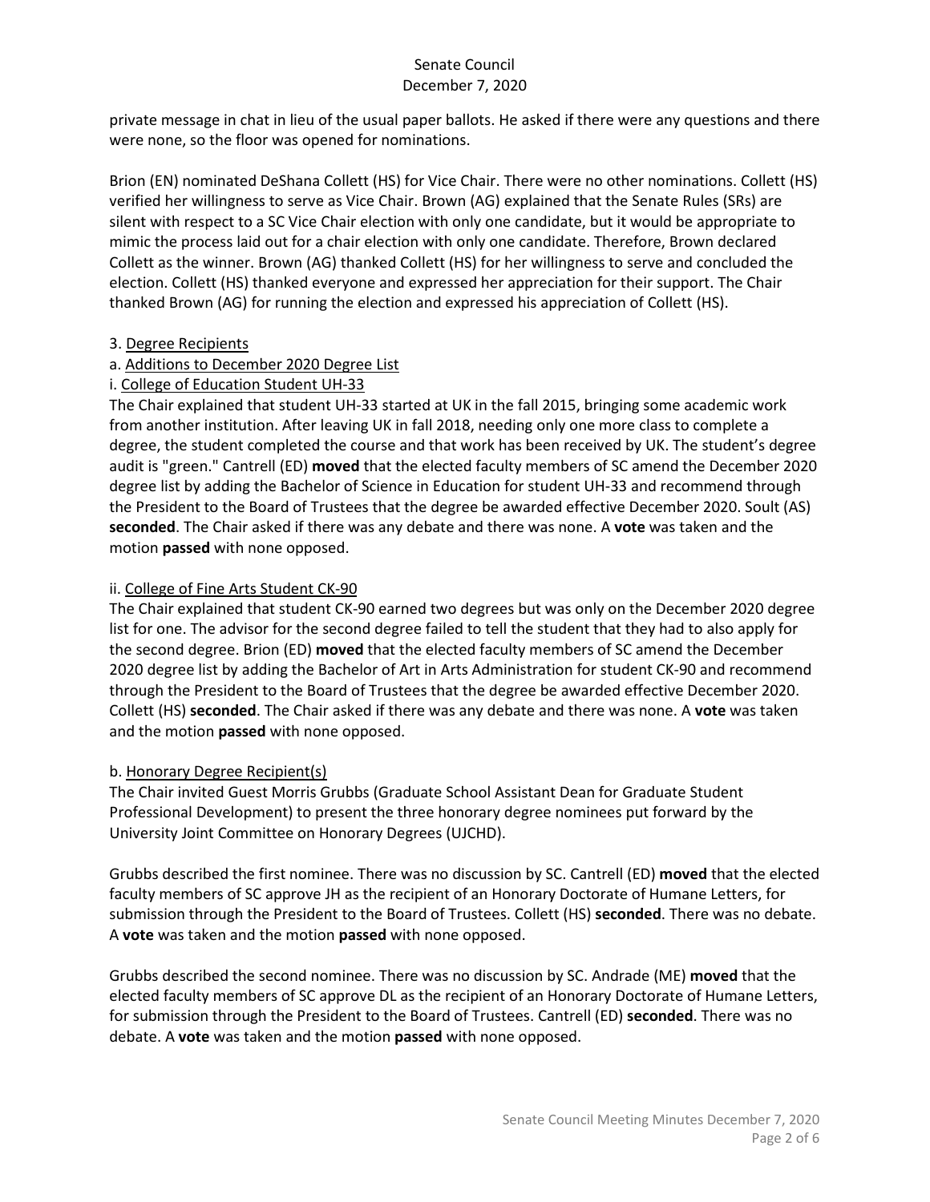private message in chat in lieu of the usual paper ballots. He asked if there were any questions and there were none, so the floor was opened for nominations.

Brion (EN) nominated DeShana Collett (HS) for Vice Chair. There were no other nominations. Collett (HS) verified her willingness to serve as Vice Chair. Brown (AG) explained that the Senate Rules (SRs) are silent with respect to a SC Vice Chair election with only one candidate, but it would be appropriate to mimic the process laid out for a chair election with only one candidate. Therefore, Brown declared Collett as the winner. Brown (AG) thanked Collett (HS) for her willingness to serve and concluded the election. Collett (HS) thanked everyone and expressed her appreciation for their support. The Chair thanked Brown (AG) for running the election and expressed his appreciation of Collett (HS).

3. Degree Recipients

a. Additions to December 2020 Degree List

i. College of Education Student UH-33

The Chair explained that student UH-33 started at UK in the fall 2015, bringing some academic work from another institution. After leaving UK in fall 2018, needing only one more class to complete a degree, the student completed the course and that work has been received by UK. The student's degree audit is "green." Cantrell (ED) **moved** that the elected faculty members of SC amend the December 2020 degree list by adding the Bachelor of Science in Education for student UH-33 and recommend through the President to the Board of Trustees that the degree be awarded effective December 2020. Soult (AS) **seconded**. The Chair asked if there was any debate and there was none. A **vote** was taken and the motion **passed** with none opposed.

ii. College of Fine Arts Student CK-90

The Chair explained that student CK-90 earned two degrees but was only on the December 2020 degree list for one. The advisor for the second degree failed to tell the student that they had to also apply for the second degree. Brion (ED) **moved** that the elected faculty members of SC amend the December 2020 degree list by adding the Bachelor of Art in Arts Administration for student CK-90 and recommend through the President to the Board of Trustees that the degree be awarded effective December 2020. Collett (HS) **seconded**. The Chair asked if there was any debate and there was none. A **vote** was taken and the motion **passed** with none opposed.

b. Honorary Degree Recipient(s)

The Chair invited Guest Morris Grubbs (Graduate School Assistant Dean for Graduate Student Professional Development) to present the three honorary degree nominees put forward by the University Joint Committee on Honorary Degrees (UJCHD).

Grubbs described the first nominee. There was no discussion by SC. Cantrell (ED) **moved** that the elected faculty members of SC approve JH as the recipient of an Honorary Doctorate of Humane Letters, for submission through the President to the Board of Trustees. Collett (HS) **seconded**. There was no debate. A **vote** was taken and the motion **passed** with none opposed.

Grubbs described the second nominee. There was no discussion by SC. Andrade (ME) **moved** that the elected faculty members of SC approve DL as the recipient of an Honorary Doctorate of Humane Letters, for submission through the President to the Board of Trustees. Cantrell (ED) **seconded**. There was no debate. A **vote** was taken and the motion **passed** with none opposed.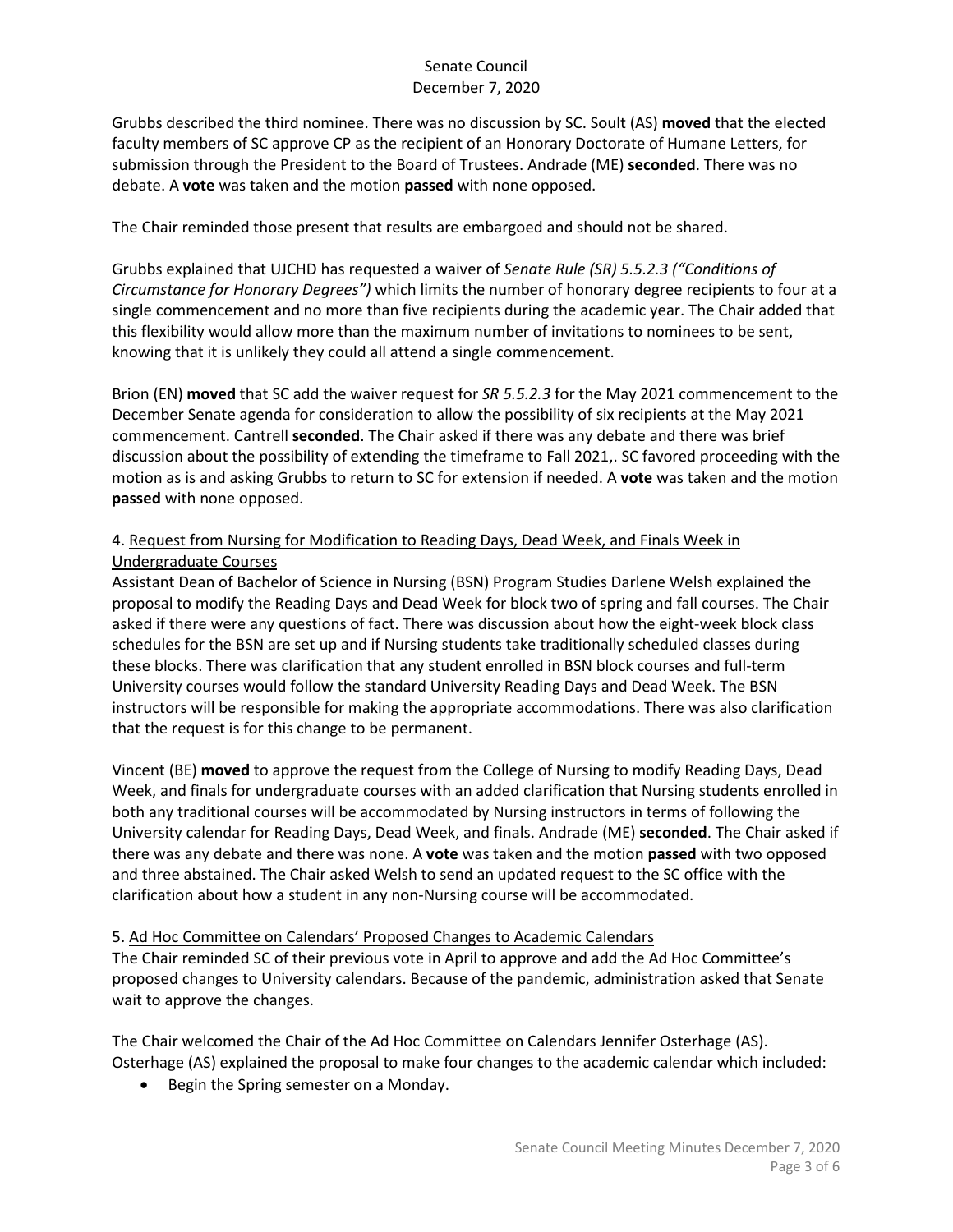Grubbs described the third nominee. There was no discussion by SC. Soult (AS) **moved** that the elected faculty members of SC approve CP as the recipient of an Honorary Doctorate of Humane Letters, for submission through the President to the Board of Trustees. Andrade (ME) **seconded**. There was no debate. A **vote** was taken and the motion **passed** with none opposed.

The Chair reminded those present that results are embargoed and should not be shared.

Grubbs explained that UJCHD has requested a waiver of *Senate Rule (SR) 5.5.2.3 ("Conditions of Circumstance for Honorary Degrees")* which limits the number of honorary degree recipients to four at a single commencement and no more than five recipients during the academic year. The Chair added that this flexibility would allow more than the maximum number of invitations to nominees to be sent, knowing that it is unlikely they could all attend a single commencement.

Brion (EN) **moved** that SC add the waiver request for *SR 5.5.2.3* for the May 2021 commencement to the December Senate agenda for consideration to allow the possibility of six recipients at the May 2021 commencement. Cantrell **seconded**. The Chair asked if there was any debate and there was brief discussion about the possibility of extending the timeframe to Fall 2021,. SC favored proceeding with the motion as is and asking Grubbs to return to SC for extension if needed. A **vote** was taken and the motion **passed** with none opposed.

4. Request from Nursing for Modification to Reading Days, Dead Week, and Finals Week in Undergraduate Courses

Assistant Dean of Bachelor of Science in Nursing (BSN) Program Studies Darlene Welsh explained the proposal to modify the Reading Days and Dead Week for block two of spring and fall courses. The Chair asked if there were any questions of fact. There was discussion about how the eight-week block class schedules for the BSN are set up and if Nursing students take traditionally scheduled classes during these blocks. There was clarification that any student enrolled in BSN block courses and full-term University courses would follow the standard University Reading Days and Dead Week. The BSN instructors will be responsible for making the appropriate accommodations. There was also clarification that the request is for this change to be permanent.

Vincent (BE) **moved** to approve the request from the College of Nursing to modify Reading Days, Dead Week, and finals for undergraduate courses with an added clarification that Nursing students enrolled in both any traditional courses will be accommodated by Nursing instructors in terms of following the University calendar for Reading Days, Dead Week, and finals. Andrade (ME) **seconded**. The Chair asked if there was any debate and there was none. A **vote** was taken and the motion **passed** with two opposed and three abstained. The Chair asked Welsh to send an updated request to the SC office with the clarification about how a student in any non-Nursing course will be accommodated.

5. Ad Hoc Committee on Calendars' Proposed Changes to Academic Calendars

The Chair reminded SC of their previous vote in April to approve and add the Ad Hoc Committee's proposed changes to University calendars. Because of the pandemic, administration asked that Senate wait to approve the changes.

The Chair welcomed the Chair of the Ad Hoc Committee on Calendars Jennifer Osterhage (AS). Osterhage (AS) explained the proposal to make four changes to the academic calendar which included:

- Begin the Spring semester on a Monday.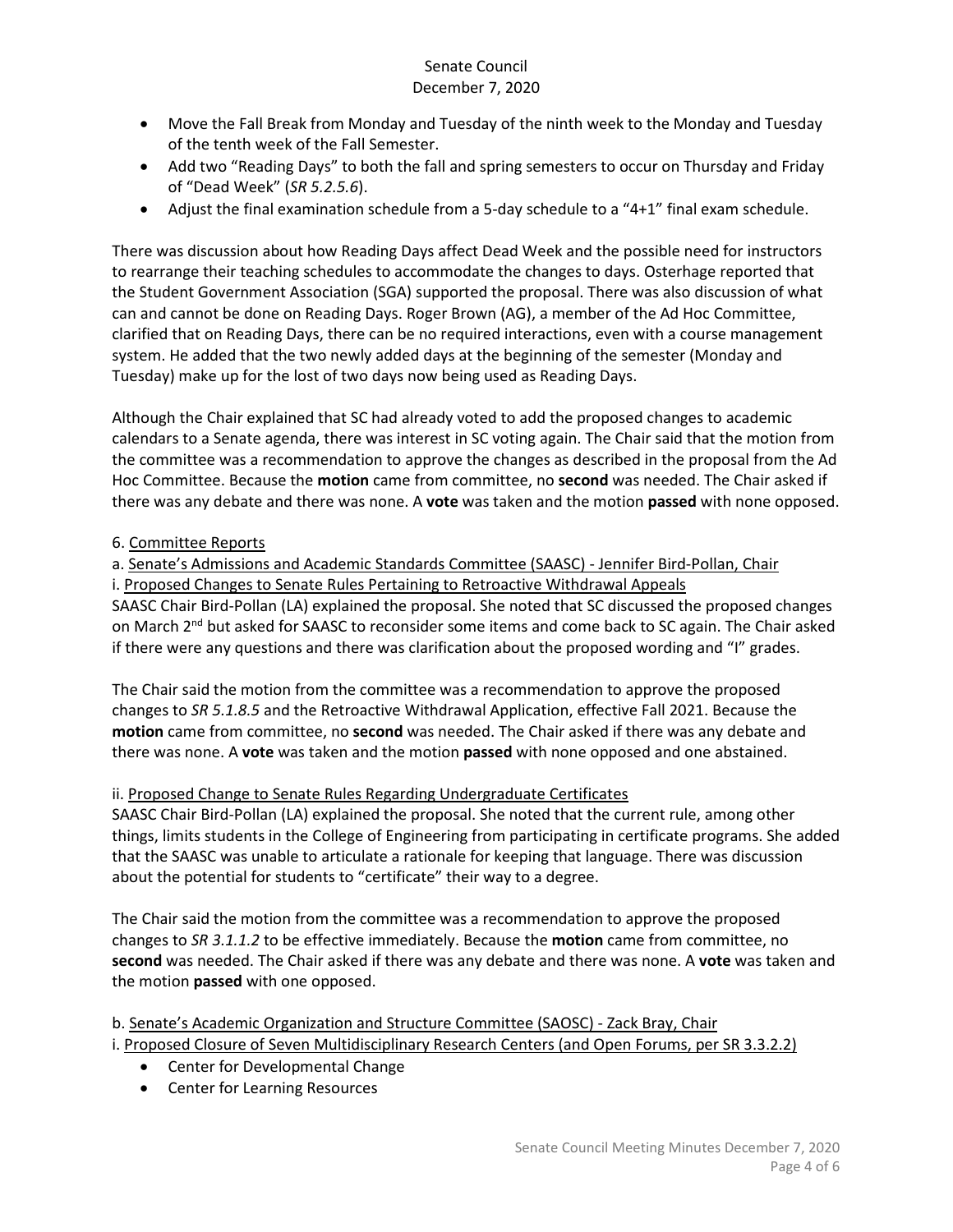- Move the Fall Break from Monday and Tuesday of the ninth week to the Monday and Tuesday of the tenth week of the Fall Semester.
- Add two "Reading Days" to both the fall and spring semesters to occur on Thursday and Friday of "Dead Week" (*SR 5.2.5.6*).
- Adjust the final examination schedule from a 5-day schedule to a "4+1" final exam schedule.

There was discussion about how Reading Days affect Dead Week and the possible need for instructors to rearrange their teaching schedules to accommodate the changes to days. Osterhage reported that the Student Government Association (SGA) supported the proposal. There was also discussion of what can and cannot be done on Reading Days. Roger Brown (AG), a member of the Ad Hoc Committee, clarified that on Reading Days, there can be no required interactions, even with a course management system. He added that the two newly added days at the beginning of the semester (Monday and Tuesday) make up for the lost of two days now being used as Reading Days.

Although the Chair explained that SC had already voted to add the proposed changes to academic calendars to a Senate agenda, there was interest in SC voting again. The Chair said that the motion from the committee was a recommendation to approve the changes as described in the proposal from the Ad Hoc Committee. Because the **motion** came from committee, no **second** was needed. The Chair asked if there was any debate and there was none. A **vote** was taken and the motion **passed** with none opposed.

6. Committee Reports

a. Senate's Admissions and Academic Standards Committee (SAASC) - Jennifer Bird-Pollan, Chair

i. Proposed Changes to Senate Rules Pertaining to Retroactive Withdrawal Appeals

SAASC Chair Bird-Pollan (LA) explained the proposal. She noted that SC discussed the proposed changes on March 2nd but asked for SAASC to reconsider some items and come back to SC again. The Chair asked if there were any questions and there was clarification about the proposed wording and "I" grades.

The Chair said the motion from the committee was a recommendation to approve the proposed changes to *SR 5.1.8.5* and the Retroactive Withdrawal Application, effective Fall 2021. Because the **motion** came from committee, no **second** was needed. The Chair asked if there was any debate and there was none. A **vote** was taken and the motion **passed** with none opposed and one abstained.

ii. Proposed Change to Senate Rules Regarding Undergraduate Certificates

SAASC Chair Bird-Pollan (LA) explained the proposal. She noted that the current rule, among other things, limits students in the College of Engineering from participating in certificate programs. She added that the SAASC was unable to articulate a rationale for keeping that language. There was discussion about the potential for students to "certificate" their way to a degree.

The Chair said the motion from the committee was a recommendation to approve the proposed changes to *SR 3.1.1.2* to be effective immediately. Because the **motion** came from committee, no **second** was needed. The Chair asked if there was any debate and there was none. A **vote** was taken and the motion **passed** with one opposed.

b. Senate's Academic Organization and Structure Committee (SAOSC) - Zack Bray, Chair

i. Proposed Closure of Seven Multidisciplinary Research Centers (and Open Forums, per SR 3.3.2.2)

- Center for Developmental Change
- Center for Learning Resources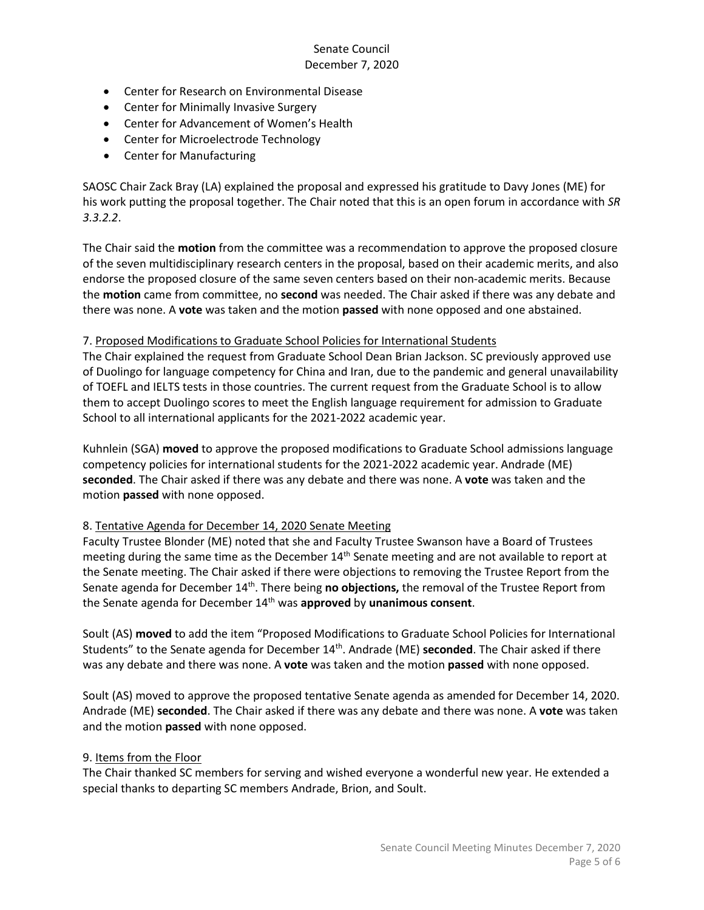- Center for Research on Environmental Disease
- Center for Minimally Invasive Surgery
- Center for Advancement of Women's Health
- Center for Microelectrode Technology
- Center for Manufacturing

SAOSC Chair Zack Bray (LA) explained the proposal and expressed his gratitude to Davy Jones (ME) for his work putting the proposal together. The Chair noted that this is an open forum in accordance with *SR 3.3.2.2*.

The Chair said the **motion** from the committee was a recommendation to approve the proposed closure of the seven multidisciplinary research centers in the proposal, based on their academic merits, and also endorse the proposed closure of the same seven centers based on their non-academic merits. Because the **motion** came from committee, no **second** was needed. The Chair asked if there was any debate and there was none. A **vote** was taken and the motion **passed** with none opposed and one abstained.

7. <u>Proposed Modifications to Graduate School Policies for International Students</u>

The Chair explained the request from Graduate School Dean Brian Jackson. SC previously approved use of Duolingo for language competency for China and Iran, due to the pandemic and general unavailability of TOEFL and IELTS tests in those countries. The current request from the Graduate School is to allow them to accept Duolingo scores to meet the English language requirement for admission to Graduate School to all international applicants for the 2021-2022 academic year.

Kuhnlein (SGA) **moved** to approve the proposed modifications to Graduate School admissions language competency policies for international students for the 2021-2022 academic year. Andrade (ME) **seconded**. The Chair asked if there was any debate and there was none. A **vote** was taken and the motion **passed** with none opposed.

8. <u>Tentative Agenda for December 14, 2020 Senate Meeting</u>

Faculty Trustee Blonder (ME) noted that she and Faculty Trustee Swanson have a Board of Trustees meeting during the same time as the December 14th Senate meeting and are not available to report at the Senate meeting. The Chair asked if there were objections to removing the Trustee Report from the Senate agenda for December 14th. There being **no objections,** the removal of the Trustee Report from the Senate agenda for December 14th was **approved** by **unanimous consent**.

Soult (AS) **moved** to add the item "Proposed Modifications to Graduate School Policies for International Students" to the Senate agenda for December 14th. Andrade (ME) **seconded**. The Chair asked if there was any debate and there was none. A **vote** was taken and the motion **passed** with none opposed.

Soult (AS) moved to approve the proposed tentative Senate agenda as amended for December 14, 2020. Andrade (ME) **seconded**. The Chair asked if there was any debate and there was none. A **vote** was taken and the motion **passed** with none opposed.

9. <u>Items from the Floor</u>

The Chair thanked SC members for serving and wished everyone a wonderful new year. He extended a special thanks to departing SC members Andrade, Brion, and Soult.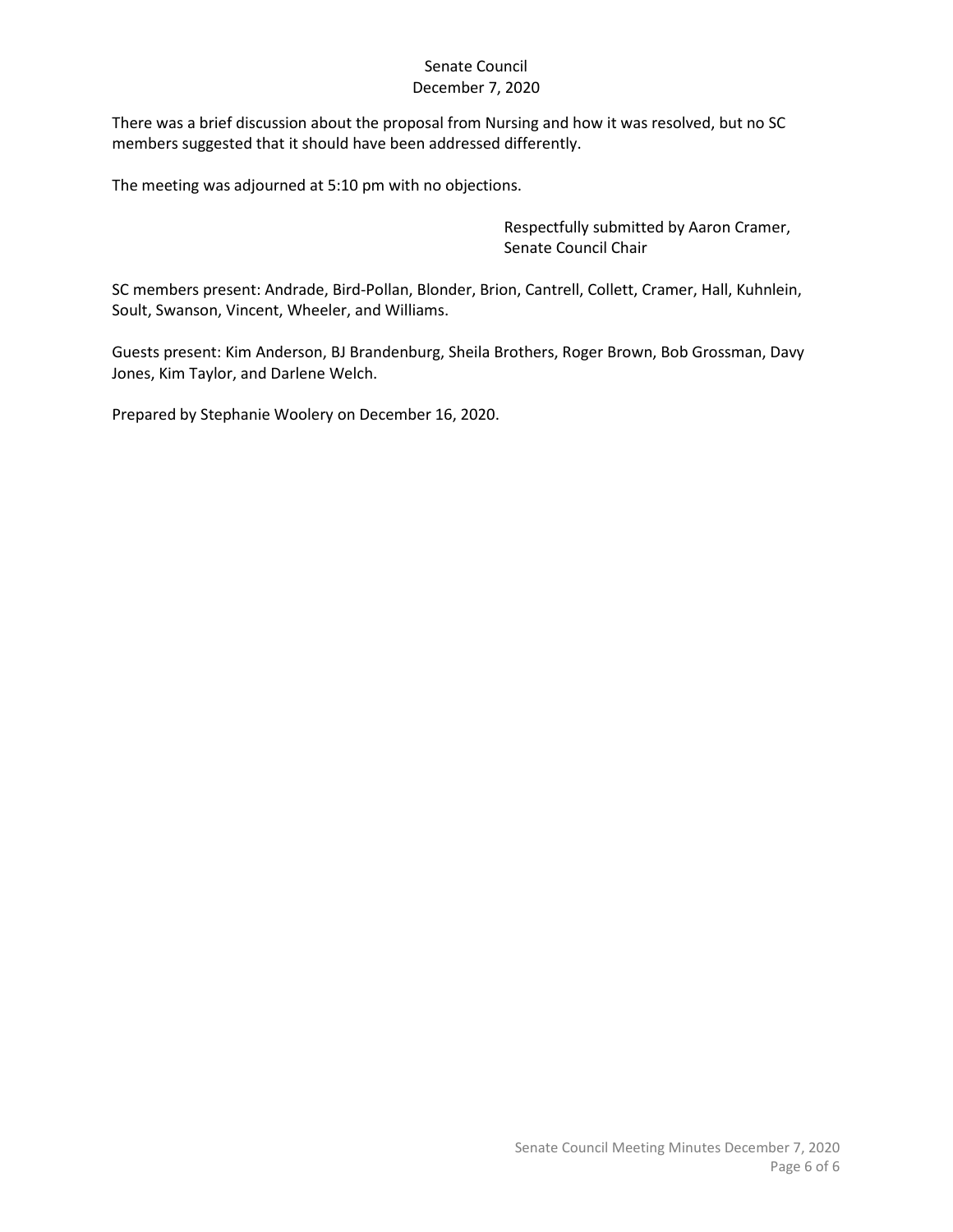There was a brief discussion about the proposal from Nursing and how it was resolved, but no SC members suggested that it should have been addressed differently.

The meeting was adjourned at 5:10 pm with no objections.

Respectfully submitted by Aaron Cramer,
Senate Council Chair

SC members present: Andrade, Bird-Pollan, Blonder, Brion, Cantrell, Collett, Cramer, Hall, Kuhnlein, Soult, Swanson, Vincent, Wheeler, and Williams.

Guests present: Kim Anderson, BJ Brandenburg, Sheila Brothers, Roger Brown, Bob Grossman, Davy Jones, Kim Taylor, and Darlene Welch.

Prepared by Stephanie Woolery on December 16, 2020.